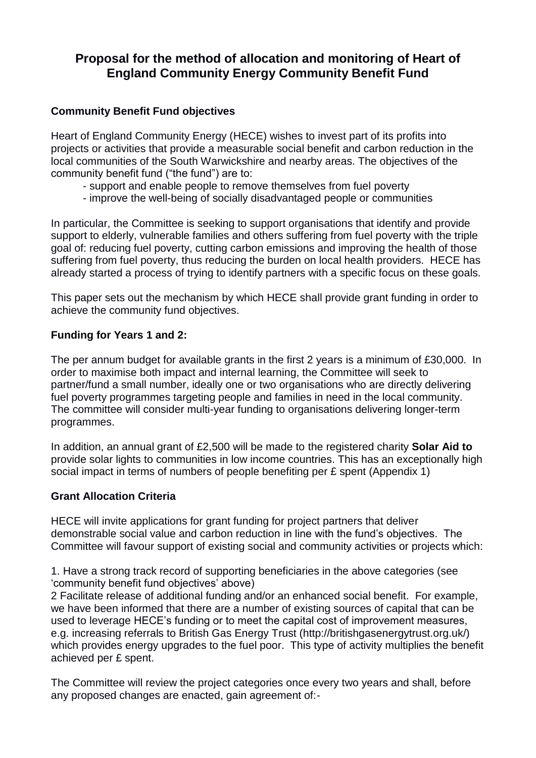# Proposal for the method of allocation and monitoring of Heart of England Community Energy Community Benefit Fund

## Community Benefit Fund objectives

Heart of England Community Energy (HECE) wishes to invest part of its profits into projects or activities that provide a measurable social benefit and carbon reduction in the local communities of the South Warwickshire and nearby areas. The objectives of the community benefit fund ("the fund") are to:

- support and enable people to remove themselves from fuel poverty
- improve the well-being of socially disadvantaged people or communities

In particular, the Committee is seeking to support organisations that identify and provide support to elderly, vulnerable families and others suffering from fuel poverty with the triple goal of: reducing fuel poverty, cutting carbon emissions and improving the health of those suffering from fuel poverty, thus reducing the burden on local health providers. HECE has already started a process of trying to identify partners with a specific focus on these goals.

This paper sets out the mechanism by which HECE shall provide grant funding in order to achieve the community fund objectives.

## Funding for Years 1 and 2:

The per annum budget for available grants in the first 2 years is a minimum of £30,000. In order to maximise both impact and internal learning, the Committee will seek to partner/fund a small number, ideally one or two organisations who are directly delivering fuel poverty programmes targeting people and families in need in the local community. The committee will consider multi-year funding to organisations delivering longer-term programmes.

In addition, an annual grant of £2,500 will be made to the registered charity **Solar Aid to** provide solar lights to communities in low income countries. This has an exceptionally high social impact in terms of numbers of people benefiting per £ spent (Appendix 1)

## Grant Allocation Criteria

HECE will invite applications for grant funding for project partners that deliver demonstrable social value and carbon reduction in line with the fund's objectives. The Committee will favour support of existing social and community activities or projects which:

1. Have a strong track record of supporting beneficiaries in the above categories (see 'community benefit fund objectives' above)
2 Facilitate release of additional funding and/or an enhanced social benefit. For example, we have been informed that there are a number of existing sources of capital that can be used to leverage HECE's funding or to meet the capital cost of improvement measures, e.g. increasing referrals to British Gas Energy Trust (http://britishgasenergytrust.org.uk/) which provides energy upgrades to the fuel poor. This type of activity multiplies the benefit achieved per £ spent.

The Committee will review the project categories once every two years and shall, before any proposed changes are enacted, gain agreement of:-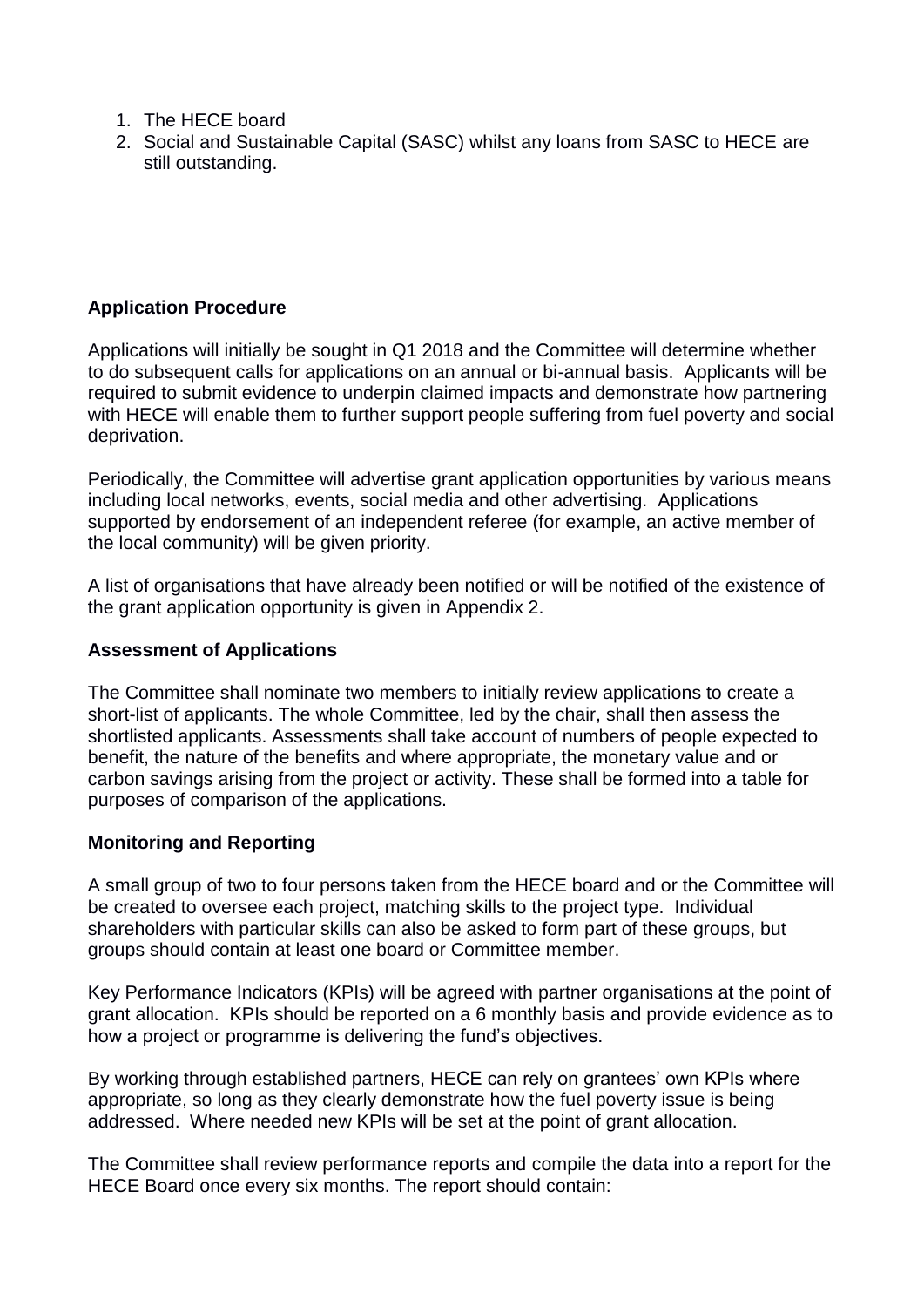1. The HECE board
2. Social and Sustainable Capital (SASC) whilst any loans from SASC to HECE are still outstanding.

**Application Procedure**

Applications will initially be sought in Q1 2018 and the Committee will determine whether to do subsequent calls for applications on an annual or bi-annual basis. Applicants will be required to submit evidence to underpin claimed impacts and demonstrate how partnering with HECE will enable them to further support people suffering from fuel poverty and social deprivation.

Periodically, the Committee will advertise grant application opportunities by various means including local networks, events, social media and other advertising. Applications supported by endorsement of an independent referee (for example, an active member of the local community) will be given priority.

A list of organisations that have already been notified or will be notified of the existence of the grant application opportunity is given in Appendix 2.

**Assessment of Applications**

The Committee shall nominate two members to initially review applications to create a short-list of applicants. The whole Committee, led by the chair, shall then assess the shortlisted applicants. Assessments shall take account of numbers of people expected to benefit, the nature of the benefits and where appropriate, the monetary value and or carbon savings arising from the project or activity. These shall be formed into a table for purposes of comparison of the applications.

**Monitoring and Reporting**

A small group of two to four persons taken from the HECE board and or the Committee will be created to oversee each project, matching skills to the project type. Individual shareholders with particular skills can also be asked to form part of these groups, but groups should contain at least one board or Committee member.

Key Performance Indicators (KPIs) will be agreed with partner organisations at the point of grant allocation. KPIs should be reported on a 6 monthly basis and provide evidence as to how a project or programme is delivering the fund's objectives.

By working through established partners, HECE can rely on grantees' own KPIs where appropriate, so long as they clearly demonstrate how the fuel poverty issue is being addressed. Where needed new KPIs will be set at the point of grant allocation.

The Committee shall review performance reports and compile the data into a report for the HECE Board once every six months. The report should contain: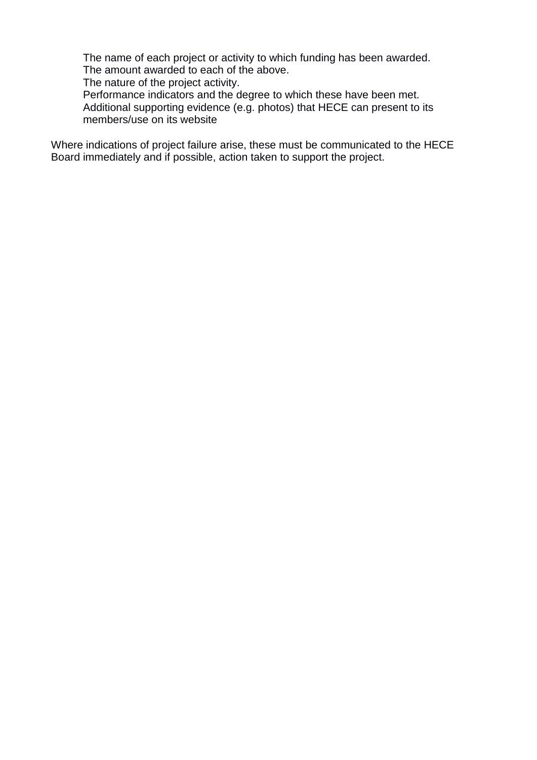- The name of each project or activity to which funding has been awarded.
- The amount awarded to each of the above.
- The nature of the project activity.
- Performance indicators and the degree to which these have been met.
- Additional supporting evidence (e.g. photos) that HECE can present to its members/use on its website

Where indications of project failure arise, these must be communicated to the HECE Board immediately and if possible, action taken to support the project.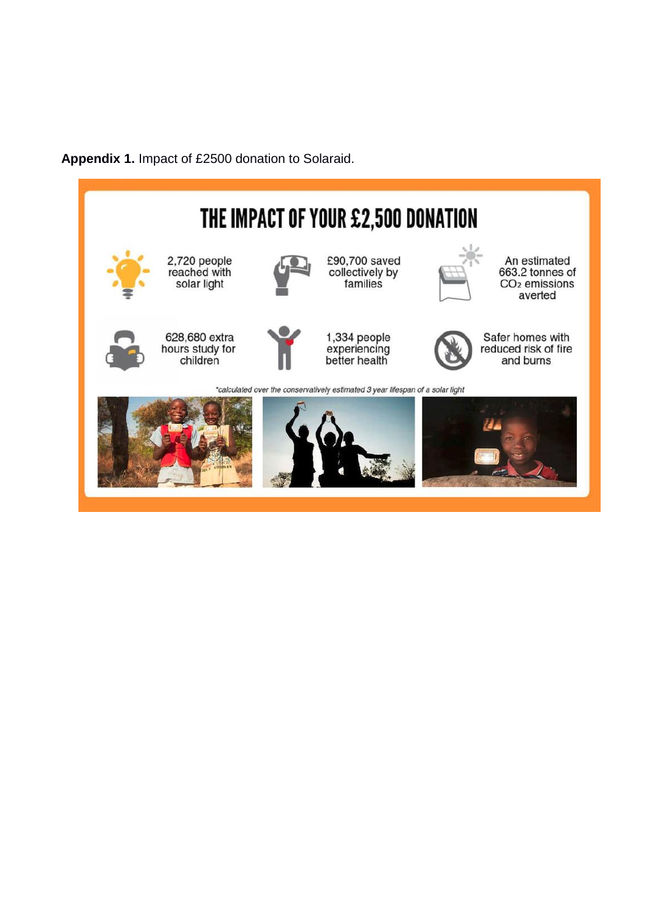**Appendix 1.** Impact of £2500 donation to Solaraid.

# THE IMPACT OF YOUR £2,500 DONATION

2,720 people reached with solar light

£90,700 saved collectively by families

An estimated 663.2 tonnes of $CO_2$ emissions averted

628,680 extra hours study for children

1,334 people experiencing better health

Safer homes with reduced risk of fire and burns

*calculated over the conservatively estimated 3 year lifespan of a solar light*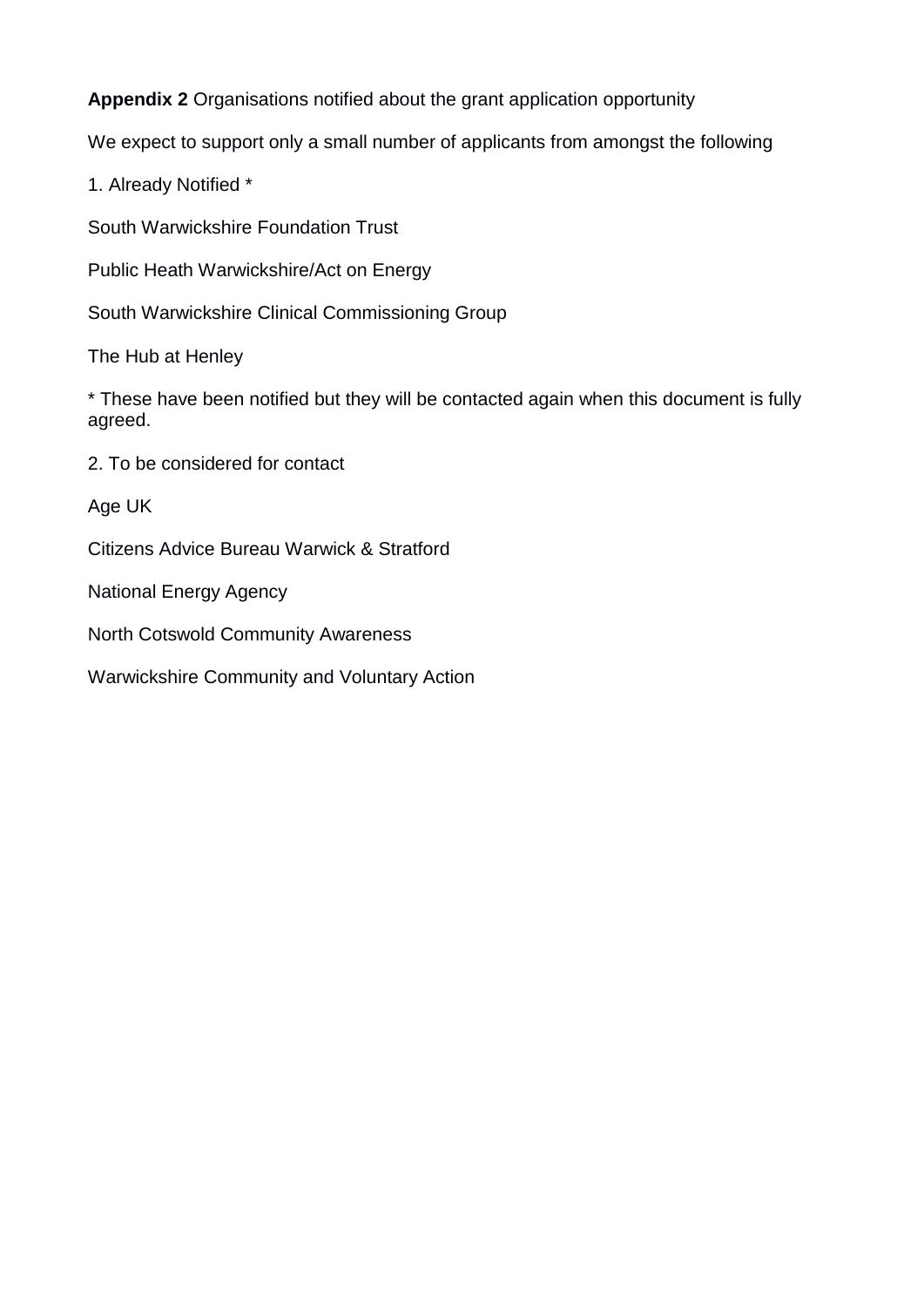**Appendix 2** Organisations notified about the grant application opportunity

We expect to support only a small number of applicants from amongst the following

1. Already Notified *

South Warwickshire Foundation Trust

Public Heath Warwickshire/Act on Energy

South Warwickshire Clinical Commissioning Group

The Hub at Henley

* These have been notified but they will be contacted again when this document is fully agreed.

2. To be considered for contact

Age UK

Citizens Advice Bureau Warwick & Stratford

National Energy Agency

North Cotswold Community Awareness

Warwickshire Community and Voluntary Action